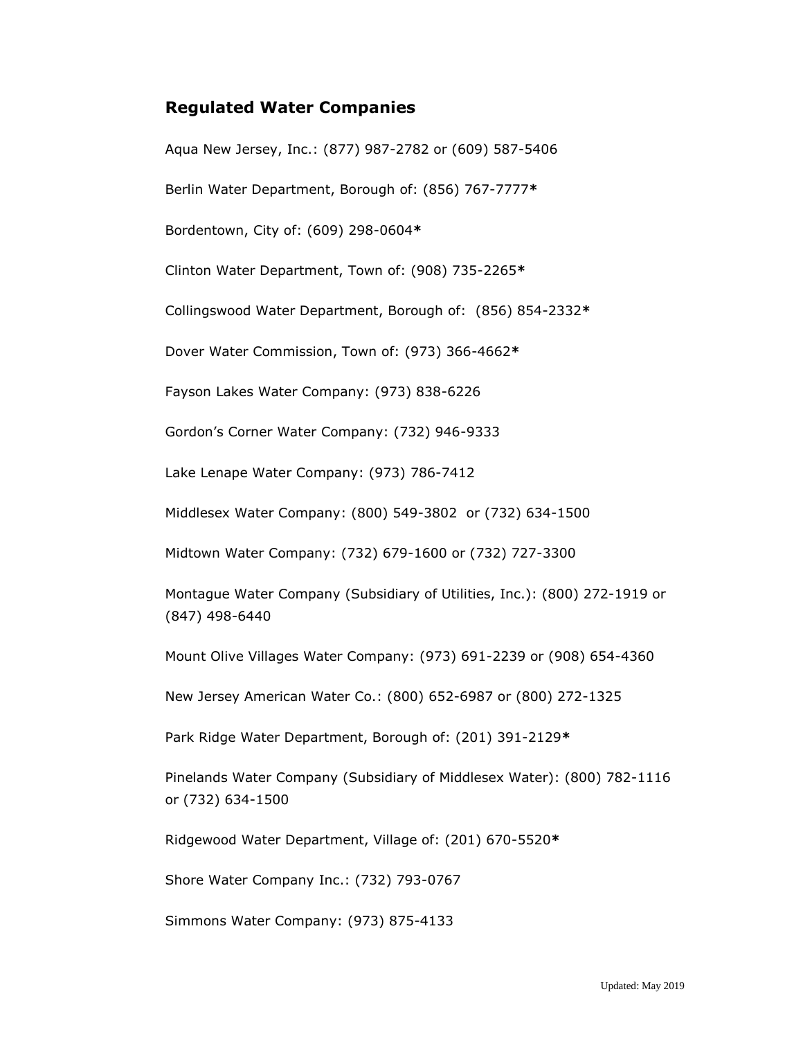## Regulated Water Companies

Aqua New Jersey, Inc.: (877) 987-2782 or (609) 587-5406

Berlin Water Department, Borough of: (856) 767-7777**\***

Bordentown, City of: (609) 298-0604**\***

Clinton Water Department, Town of: (908) 735-2265**\***

Collingswood Water Department, Borough of: (856) 854-2332**\***

Dover Water Commission, Town of: (973) 366-4662**\***

Fayson Lakes Water Company: (973) 838-6226

Gordon's Corner Water Company: (732) 946-9333

Lake Lenape Water Company: (973) 786-7412

Middlesex Water Company: (800) 549-3802 or (732) 634-1500

Midtown Water Company: (732) 679-1600 or (732) 727-3300

Montague Water Company (Subsidiary of Utilities, Inc.): (800) 272-1919 or (847) 498-6440

Mount Olive Villages Water Company: (973) 691-2239 or (908) 654-4360

New Jersey American Water Co.: (800) 652-6987 or (800) 272-1325

Park Ridge Water Department, Borough of: (201) 391-2129**\***

Pinelands Water Company (Subsidiary of Middlesex Water): (800) 782-1116 or (732) 634-1500

Ridgewood Water Department, Village of: (201) 670-5520**\***

Shore Water Company Inc.: (732) 793-0767

Simmons Water Company: (973) 875-4133

Updated: May 2019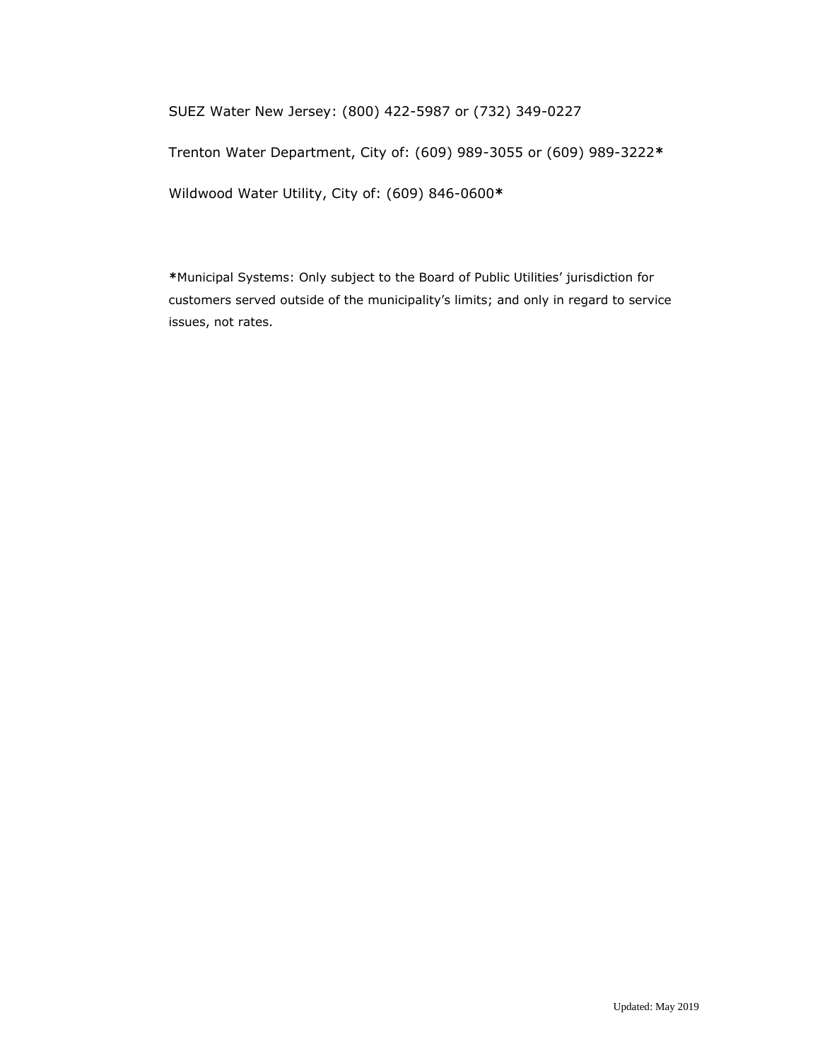SUEZ Water New Jersey: (800) 422-5987 or (732) 349-0227

Trenton Water Department, City of: (609) 989-3055 or (609) 989-3222**\***

Wildwood Water Utility, City of: (609) 846-0600**\***

**\***Municipal Systems: Only subject to the Board of Public Utilities' jurisdiction for customers served outside of the municipality's limits; and only in regard to service issues, not rates.

Updated: May 2019